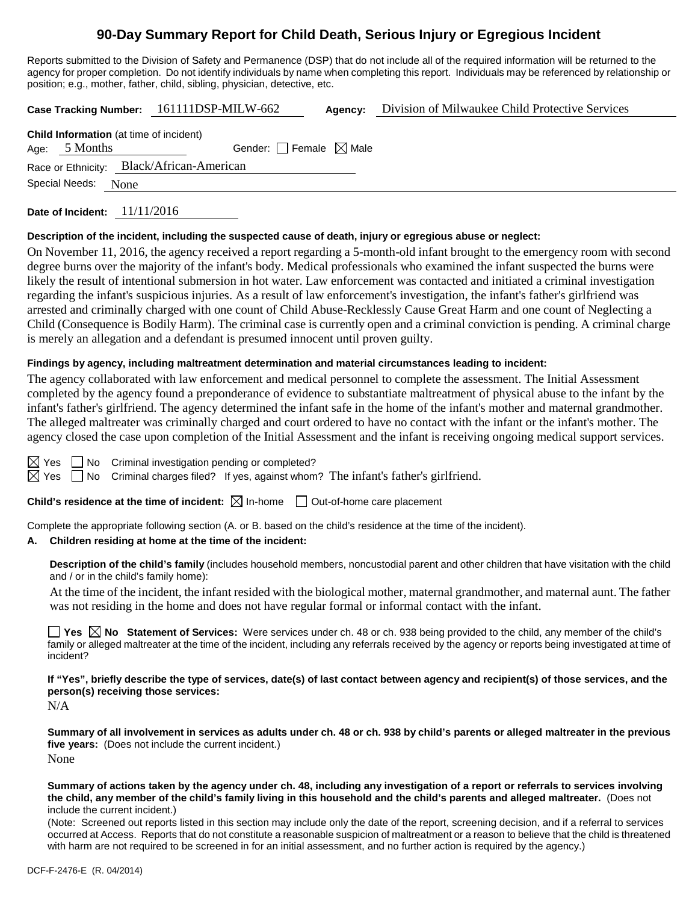# 90-Day Summary Report for Child Death, Serious Injury or Egregious Incident

Reports submitted to the Division of Safety and Permanence (DSP) that do not include all of the required information will be returned to the agency for proper completion. Do not identify individuals by name when completing this report. Individuals may be referenced by relationship or position; e.g., mother, father, child, sibling, physician, detective, etc.

**Case Tracking Number:** 161111DSP-MILW-662 **Agency:** Division of Milwaukee Child Protective Services

**Child Information** (at time of incident)
Age: 5 Months Gender: ☐ Female ☒ Male
Race or Ethnicity: Black/African-American
Special Needs: None

**Date of Incident:** 11/11/2016

**Description of the incident, including the suspected cause of death, injury or egregious abuse or neglect:**

On November 11, 2016, the agency received a report regarding a 5-month-old infant brought to the emergency room with second degree burns over the majority of the infant's body. Medical professionals who examined the infant suspected the burns were likely the result of intentional submersion in hot water. Law enforcement was contacted and initiated a criminal investigation regarding the infant's suspicious injuries. As a result of law enforcement's investigation, the infant's father's girlfriend was arrested and criminally charged with one count of Child Abuse-Recklessly Cause Great Harm and one count of Neglecting a Child (Consequence is Bodily Harm). The criminal case is currently open and a criminal conviction is pending. A criminal charge is merely an allegation and a defendant is presumed innocent until proven guilty.

**Findings by agency, including maltreatment determination and material circumstances leading to incident:**

The agency collaborated with law enforcement and medical personnel to complete the assessment. The Initial Assessment completed by the agency found a preponderance of evidence to substantiate maltreatment of physical abuse to the infant by the infant's father's girlfriend. The agency determined the infant safe in the home of the infant's mother and maternal grandmother. The alleged maltreater was criminally charged and court ordered to have no contact with the infant or the infant's mother. The agency closed the case upon completion of the Initial Assessment and the infant is receiving ongoing medical support services.

☒ Yes ☐ No Criminal investigation pending or completed?
☒ Yes ☐ No Criminal charges filed? If yes, against whom? The infant's father's girlfriend.

**Child's residence at the time of incident:** ☒ In-home ☐ Out-of-home care placement

Complete the appropriate following section (A. or B. based on the child's residence at the time of the incident).

**A. Children residing at home at the time of the incident:**

**Description of the child's family** (includes household members, noncustodial parent and other children that have visitation with the child and / or in the child's family home):

At the time of the incident, the infant resided with the biological mother, maternal grandmother, and maternal aunt. The father was not residing in the home and does not have regular formal or informal contact with the infant.

☐ **Yes** ☒ **No Statement of Services:** Were services under ch. 48 or ch. 938 being provided to the child, any member of the child's family or alleged maltreater at the time of the incident, including any referrals received by the agency or reports being investigated at time of incident?

**If "Yes", briefly describe the type of services, date(s) of last contact between agency and recipient(s) of those services, and the person(s) receiving those services:**

N/A

**Summary of all involvement in services as adults under ch. 48 or ch. 938 by child's parents or alleged maltreater in the previous five years:** (Does not include the current incident.)

None

**Summary of actions taken by the agency under ch. 48, including any investigation of a report or referrals to services involving the child, any member of the child's family living in this household and the child's parents and alleged maltreater.** (Does not include the current incident.)

(Note: Screened out reports listed in this section may include only the date of the report, screening decision, and if a referral to services occurred at Access. Reports that do not constitute a reasonable suspicion of maltreatment or a reason to believe that the child is threatened with harm are not required to be screened in for an initial assessment, and no further action is required by the agency.)

DCF-F-2476-E (R. 04/2014)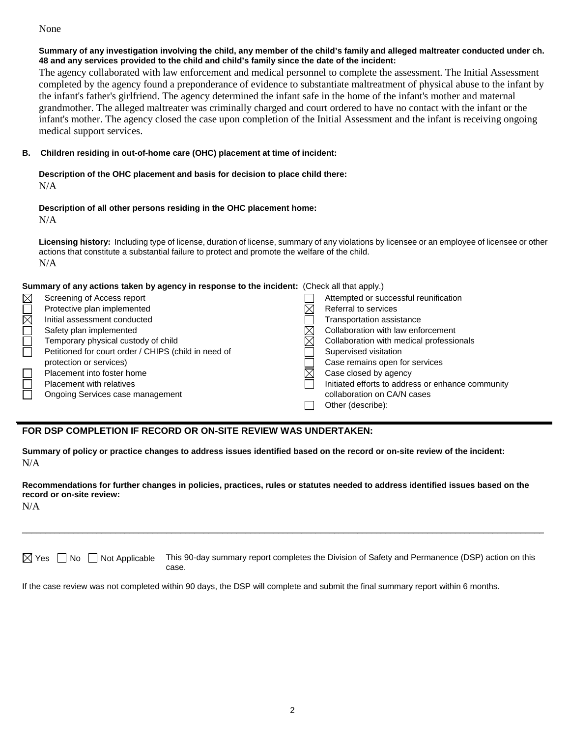None

**Summary of any investigation involving the child, any member of the child's family and alleged maltreater conducted under ch. 48 and any services provided to the child and child's family since the date of the incident:**

The agency collaborated with law enforcement and medical personnel to complete the assessment. The Initial Assessment completed by the agency found a preponderance of evidence to substantiate maltreatment of physical abuse to the infant by the infant's father's girlfriend. The agency determined the infant safe in the home of the infant's mother and maternal grandmother. The alleged maltreater was criminally charged and court ordered to have no contact with the infant or the infant's mother. The agency closed the case upon completion of the Initial Assessment and the infant is receiving ongoing medical support services.

**B. Children residing in out-of-home care (OHC) placement at time of incident:**

**Description of the OHC placement and basis for decision to place child there:**
N/A

**Description of all other persons residing in the OHC placement home:**
N/A

**Licensing history:** Including type of license, duration of license, summary of any violations by licensee or an employee of licensee or other actions that constitute a substantial failure to protect and promote the welfare of the child.
N/A

**Summary of any actions taken by agency in response to the incident:** (Check all that apply.)

- [x] Screening of Access report
- [ ] Protective plan implemented
- [x] Initial assessment conducted
- [ ] Safety plan implemented
- [ ] Temporary physical custody of child
- [ ] Petitioned for court order / CHIPS (child in need of protection or services)
- [ ] Placement into foster home
- [ ] Placement with relatives
- [ ] Ongoing Services case management
- [ ] Attempted or successful reunification
- [x] Referral to services
- [ ] Transportation assistance
- [x] Collaboration with law enforcement
- [x] Collaboration with medical professionals
- [ ] Supervised visitation
- [ ] Case remains open for services
- [x] Case closed by agency
- [ ] Initiated efforts to address or enhance community collaboration on CA/N cases
- [ ] Other (describe):

## FOR DSP COMPLETION IF RECORD OR ON-SITE REVIEW WAS UNDERTAKEN:

**Summary of policy or practice changes to address issues identified based on the record or on-site review of the incident:**
N/A

**Recommendations for further changes in policies, practices, rules or statutes needed to address identified issues based on the record or on-site review:**
N/A

---

[x] Yes [ ] No [ ] Not Applicable This 90-day summary report completes the Division of Safety and Permanence (DSP) action on this case.

If the case review was not completed within 90 days, the DSP will complete and submit the final summary report within 6 months.